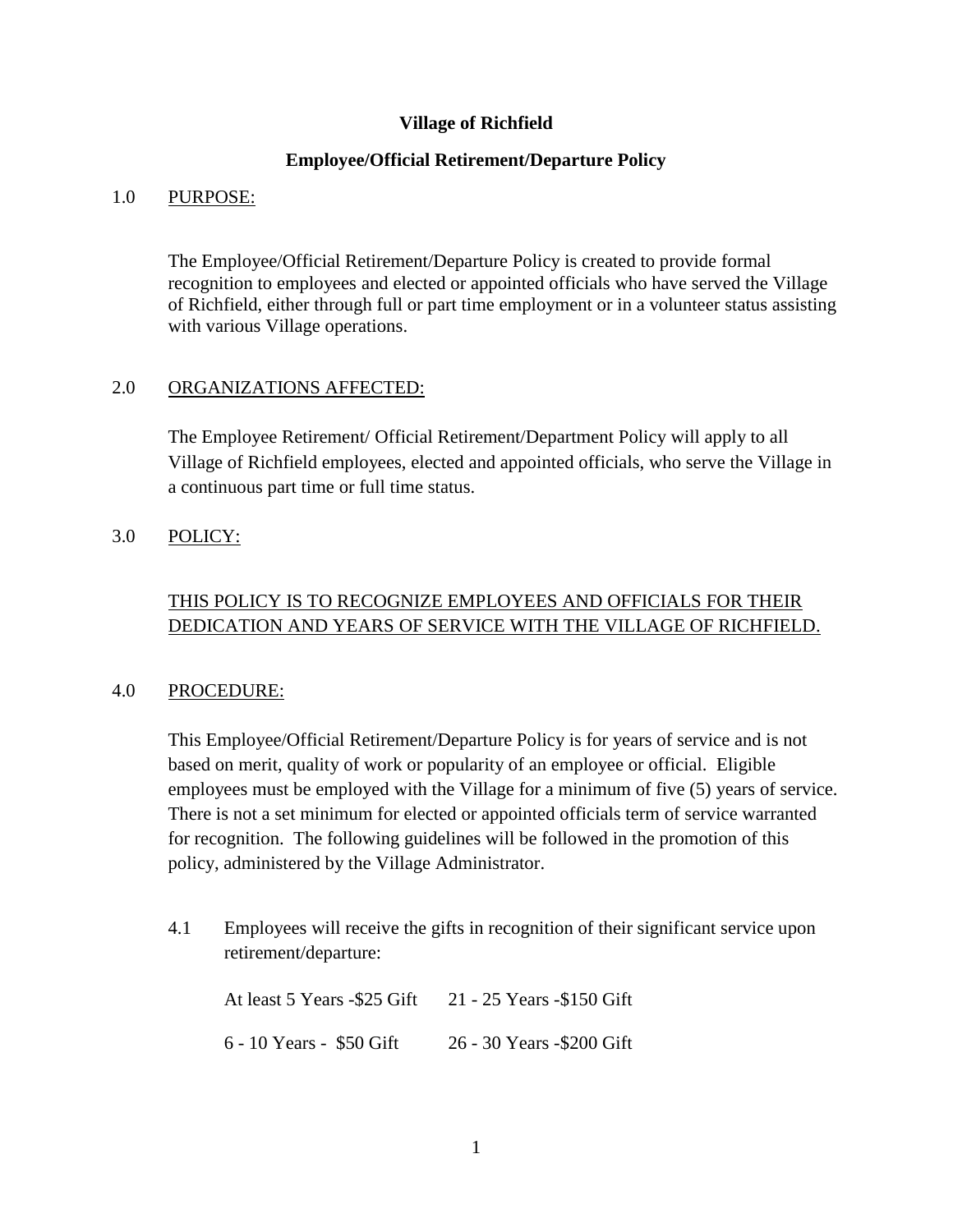**Village of Richfield**

**Employee/Official Retirement/Departure Policy**

1.0 PURPOSE:

The Employee/Official Retirement/Departure Policy is created to provide formal recognition to employees and elected or appointed officials who have served the Village of Richfield, either through full or part time employment or in a volunteer status assisting with various Village operations.

2.0 ORGANIZATIONS AFFECTED:

The Employee Retirement/ Official Retirement/Department Policy will apply to all Village of Richfield employees, elected and appointed officials, who serve the Village in a continuous part time or full time status.

3.0 POLICY:

THIS POLICY IS TO RECOGNIZE EMPLOYEES AND OFFICIALS FOR THEIR DEDICATION AND YEARS OF SERVICE WITH THE VILLAGE OF RICHFIELD.

4.0 PROCEDURE:

This Employee/Official Retirement/Departure Policy is for years of service and is not based on merit, quality of work or popularity of an employee or official. Eligible employees must be employed with the Village for a minimum of five (5) years of service. There is not a set minimum for elected or appointed officials term of service warranted for recognition. The following guidelines will be followed in the promotion of this policy, administered by the Village Administrator.

4.1 Employees will receive the gifts in recognition of their significant service upon retirement/departure:

| | |
|---|---|
| At least 5 Years -$25 Gift | 21 - 25 Years -$150 Gift |
| 6 - 10 Years - $50 Gift | 26 - 30 Years -$200 Gift |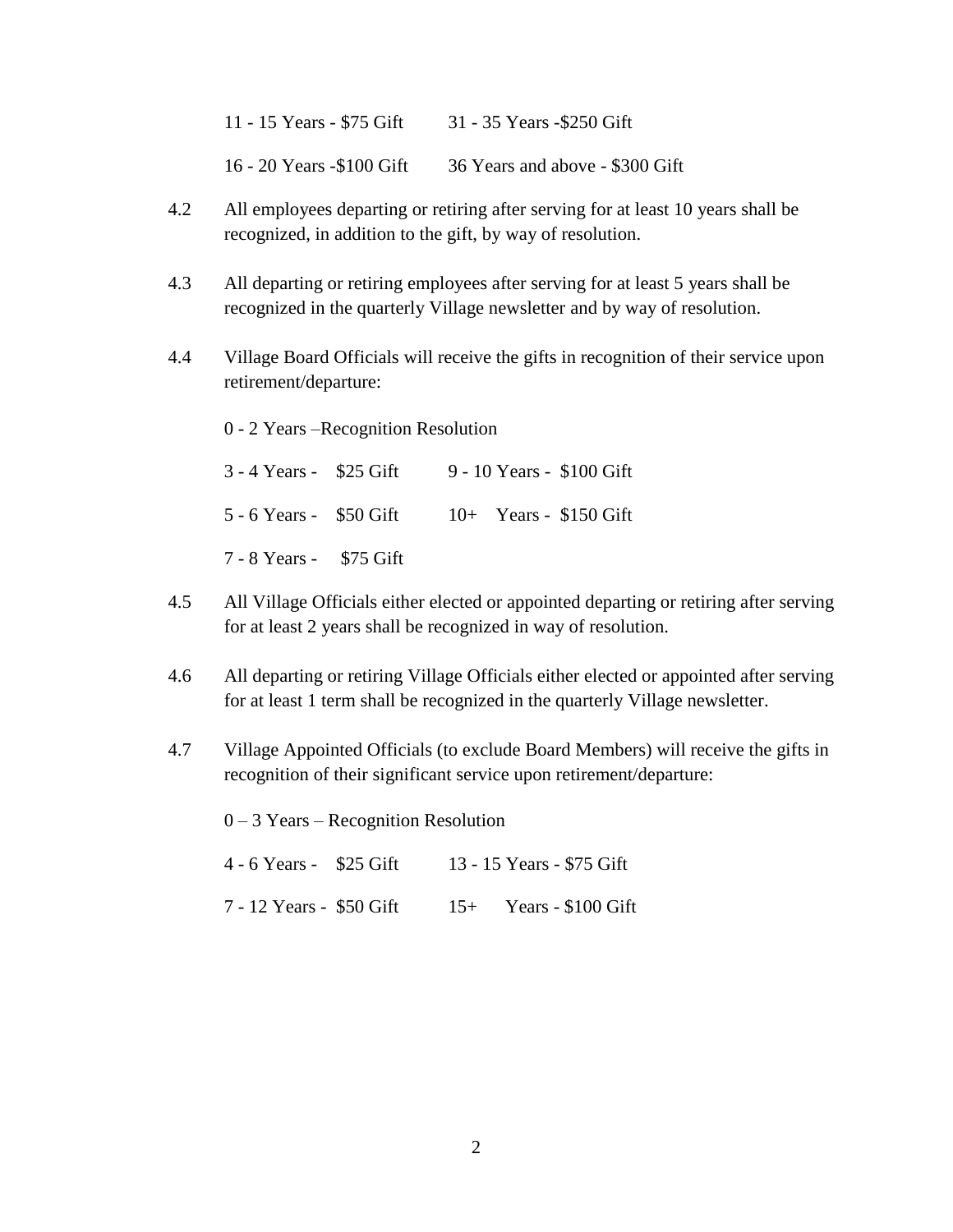| | |
|---|---|
| 11 - 15 Years - $75 Gift | 31 - 35 Years -$250 Gift |
| 16 - 20 Years -$100 Gift | 36 Years and above - $300 Gift |

4.2 All employees departing or retiring after serving for at least 10 years shall be recognized, in addition to the gift, by way of resolution.

4.3 All departing or retiring employees after serving for at least 5 years shall be recognized in the quarterly Village newsletter and by way of resolution.

4.4 Village Board Officials will receive the gifts in recognition of their service upon retirement/departure:

0 - 2 Years –Recognition Resolution

| | |
|---|---|
| 3 - 4 Years - $25 Gift | 9 - 10 Years - $100 Gift |
| 5 - 6 Years - $50 Gift | 10+ Years - $150 Gift |
| 7 - 8 Years - $75 Gift | |

4.5 All Village Officials either elected or appointed departing or retiring after serving for at least 2 years shall be recognized in way of resolution.

4.6 All departing or retiring Village Officials either elected or appointed after serving for at least 1 term shall be recognized in the quarterly Village newsletter.

4.7 Village Appointed Officials (to exclude Board Members) will receive the gifts in recognition of their significant service upon retirement/departure:

0 – 3 Years – Recognition Resolution

| | |
|---|---|
| 4 - 6 Years - $25 Gift | 13 - 15 Years - $75 Gift |
| 7 - 12 Years - $50 Gift | 15+ Years - $100 Gift |